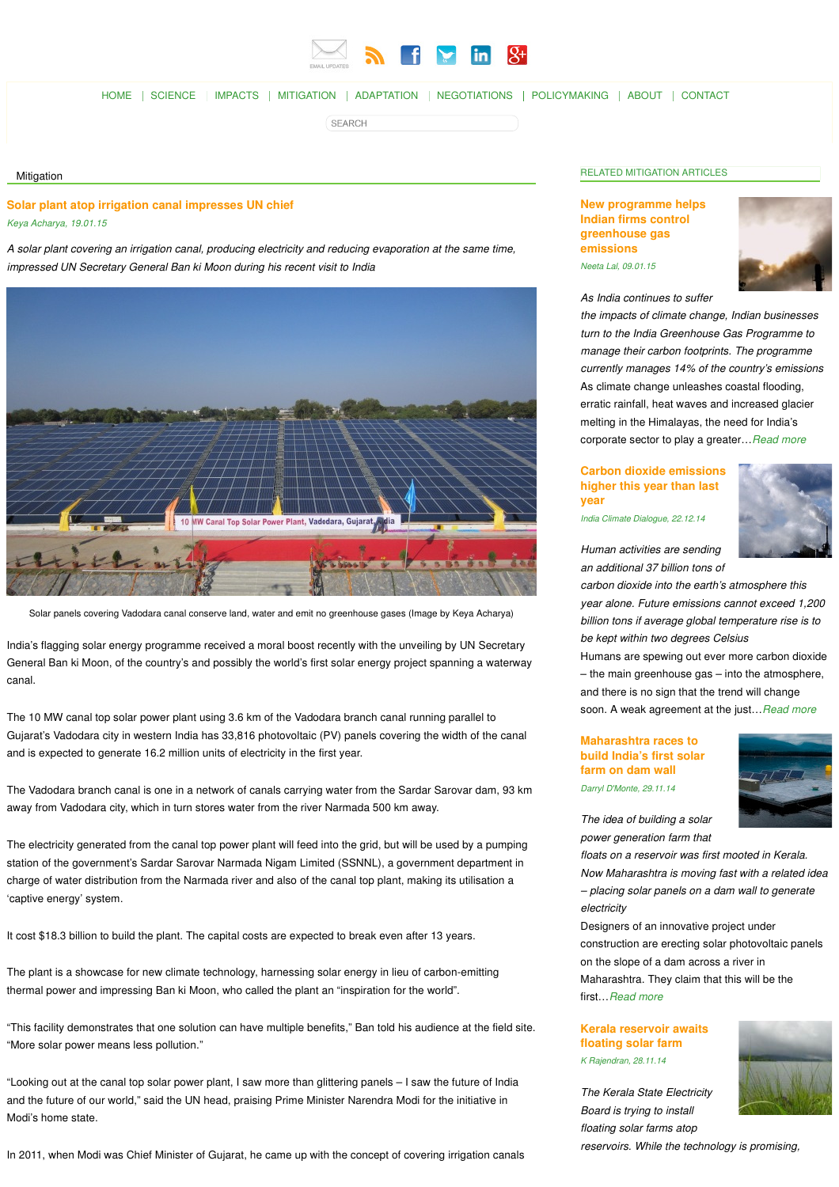HOME | SCIENCE | IMPACTS | MITIGATION | ADAPTATION | NEGOTIATIONS | POLICYMAKING | ABOUT | CONTACT

SEARCH

Mitigation

## Solar plant atop irrigation canal impresses UN chief

*Keya Acharya, 19.01.15*

*A solar plant covering an irrigation canal, producing electricity and reducing evaporation at the same time, impressed UN Secretary General Ban ki Moon during his recent visit to India*

Solar panels covering Vadodara canal conserve land, water and emit no greenhouse gases (Image by Keya Acharya)

India's flagging solar energy programme received a moral boost recently with the unveiling by UN Secretary General Ban ki Moon, of the country's and possibly the world's first solar energy project spanning a waterway canal.

The 10 MW canal top solar power plant using 3.6 km of the Vadodara branch canal running parallel to Gujarat's Vadodara city in western India has 33,816 photovoltaic (PV) panels covering the width of the canal and is expected to generate 16.2 million units of electricity in the first year.

The Vadodara branch canal is one in a network of canals carrying water from the Sardar Sarovar dam, 93 km away from Vadodara city, which in turn stores water from the river Narmada 500 km away.

The electricity generated from the canal top power plant will feed into the grid, but will be used by a pumping station of the government's Sardar Sarovar Narmada Nigam Limited (SSNNL), a government department in charge of water distribution from the Narmada river and also of the canal top plant, making its utilisation a 'captive energy' system.

It cost $18.3 billion to build the plant. The capital costs are expected to break even after 13 years.

The plant is a showcase for new climate technology, harnessing solar energy in lieu of carbon-emitting thermal power and impressing Ban ki Moon, who called the plant an "inspiration for the world".

"This facility demonstrates that one solution can have multiple benefits," Ban told his audience at the field site. "More solar power means less pollution."

"Looking out at the canal top solar power plant, I saw more than glittering panels – I saw the future of India and the future of our world," said the UN head, praising Prime Minister Narendra Modi for the initiative in Modi's home state.

In 2011, when Modi was Chief Minister of Gujarat, he came up with the concept of covering irrigation canals

RELATED MITIGATION ARTICLES

### New programme helps Indian firms control greenhouse gas emissions

*Neeta Lal, 09.01.15*

*As India continues to suffer the impacts of climate change, Indian businesses turn to the India Greenhouse Gas Programme to manage their carbon footprints. The programme currently manages 14% of the country's emissions*

As climate change unleashes coastal flooding, erratic rainfall, heat waves and increased glacier melting in the Himalayas, the need for India's corporate sector to play a greater…Read more

### Carbon dioxide emissions higher this year than last year

*India Climate Dialogue, 22.12.14*

*Human activities are sending an additional 37 billion tons of carbon dioxide into the earth's atmosphere this year alone. Future emissions cannot exceed 1,200 billion tons if average global temperature rise is to be kept within two degrees Celsius*

Humans are spewing out ever more carbon dioxide – the main greenhouse gas – into the atmosphere, and there is no sign that the trend will change soon. A weak agreement at the just…Read more

### Maharashtra races to build India's first solar farm on dam wall

*Darryl D'Monte, 29.11.14*

*The idea of building a solar power generation farm that floats on a reservoir was first mooted in Kerala. Now Maharashtra is moving fast with a related idea – placing solar panels on a dam wall to generate electricity*

Designers of an innovative project under construction are erecting solar photovoltaic panels on the slope of a dam across a river in Maharashtra. They claim that this will be the first…Read more

### Kerala reservoir awaits floating solar farm

*K Rajendran, 28.11.14*

*The Kerala State Electricity Board is trying to install floating solar farms atop reservoirs. While the technology is promising,*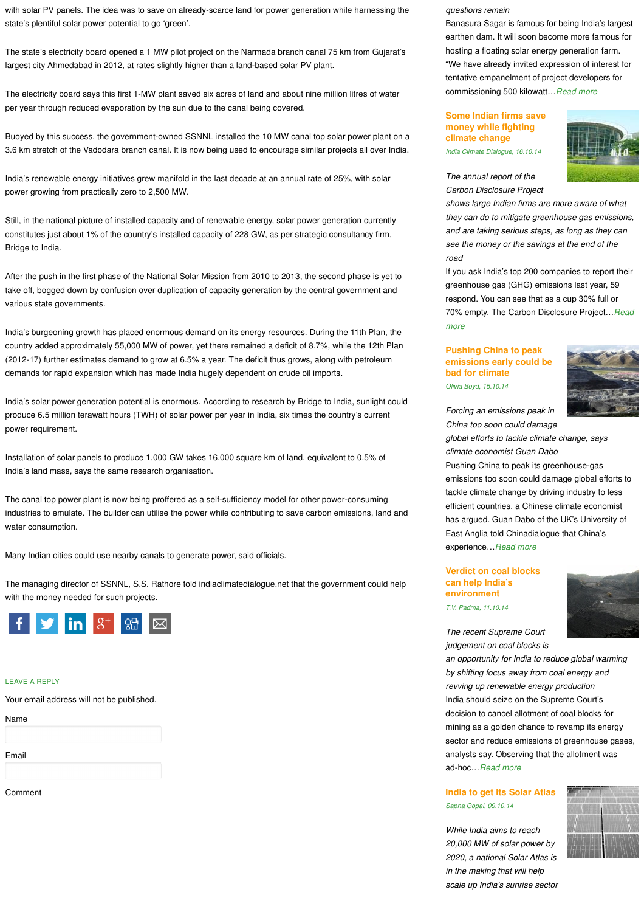with solar PV panels. The idea was to save on already-scarce land for power generation while harnessing the state's plentiful solar power potential to go 'green'.

The state's electricity board opened a 1 MW pilot project on the Narmada branch canal 75 km from Gujarat's largest city Ahmedabad in 2012, at rates slightly higher than a land-based solar PV plant.

The electricity board says this first 1-MW plant saved six acres of land and about nine million litres of water per year through reduced evaporation by the sun due to the canal being covered.

Buoyed by this success, the government-owned SSNNL installed the 10 MW canal top solar power plant on a 3.6 km stretch of the Vadodara branch canal. It is now being used to encourage similar projects all over India.

India's renewable energy initiatives grew manifold in the last decade at an annual rate of 25%, with solar power growing from practically zero to 2,500 MW.

Still, in the national picture of installed capacity and of renewable energy, solar power generation currently constitutes just about 1% of the country's installed capacity of 228 GW, as per strategic consultancy firm, Bridge to India.

After the push in the first phase of the National Solar Mission from 2010 to 2013, the second phase is yet to take off, bogged down by confusion over duplication of capacity generation by the central government and various state governments.

India's burgeoning growth has placed enormous demand on its energy resources. During the 11th Plan, the country added approximately 55,000 MW of power, yet there remained a deficit of 8.7%, while the 12th Plan (2012-17) further estimates demand to grow at 6.5% a year. The deficit thus grows, along with petroleum demands for rapid expansion which has made India hugely dependent on crude oil imports.

India's solar power generation potential is enormous. According to research by Bridge to India, sunlight could produce 6.5 million terawatt hours (TWH) of solar power per year in India, six times the country's current power requirement.

Installation of solar panels to produce 1,000 GW takes 16,000 square km of land, equivalent to 0.5% of India's land mass, says the same research organisation.

The canal top power plant is now being proffered as a self-sufficiency model for other power-consuming industries to emulate. The builder can utilise the power while contributing to save carbon emissions, land and water consumption.

Many Indian cities could use nearby canals to generate power, said officials.

The managing director of SSNNL, S.S. Rathore told indiaclimatedialogue.net that the government could help with the money needed for such projects.

LEAVE A REPLY

Your email address will not be published.

Name

Email

Comment

questions remain

Banasura Sagar is famous for being India's largest earthen dam. It will soon become more famous for hosting a floating solar energy generation farm. "We have already invited expression of interest for tentative empanelment of project developers for commissioning 500 kilowatt…Read more

### Some Indian firms save money while fighting climate change

India Climate Dialogue, 16.10.14

*The annual report of the Carbon Disclosure Project shows large Indian firms are more aware of what they can do to mitigate greenhouse gas emissions, and are taking serious steps, as long as they can see the money or the savings at the end of the road*

If you ask India's top 200 companies to report their greenhouse gas (GHG) emissions last year, 59 respond. You can see that as a cup 30% full or 70% empty. The Carbon Disclosure Project…Read more

### Pushing China to peak emissions early could be bad for climate

Olivia Boyd, 15.10.14

*Forcing an emissions peak in China too soon could damage global efforts to tackle climate change, says climate economist Guan Dabo*

Pushing China to peak its greenhouse-gas emissions too soon could damage global efforts to tackle climate change by driving industry to less efficient countries, a Chinese climate economist has argued. Guan Dabo of the UK's University of East Anglia told Chinadialogue that China's experience…Read more

### Verdict on coal blocks can help India's environment

T.V. Padma, 11.10.14

*The recent Supreme Court judgement on coal blocks is an opportunity for India to reduce global warming by shifting focus away from coal energy and revving up renewable energy production*

India should seize on the Supreme Court's decision to cancel allotment of coal blocks for mining as a golden chance to revamp its energy sector and reduce emissions of greenhouse gases, analysts say. Observing that the allotment was ad-hoc…Read more

### India to get its Solar Atlas

Sapna Gopal, 09.10.14

*While India aims to reach 20,000 MW of solar power by 2020, a national Solar Atlas is in the making that will help scale up India's sunrise sector*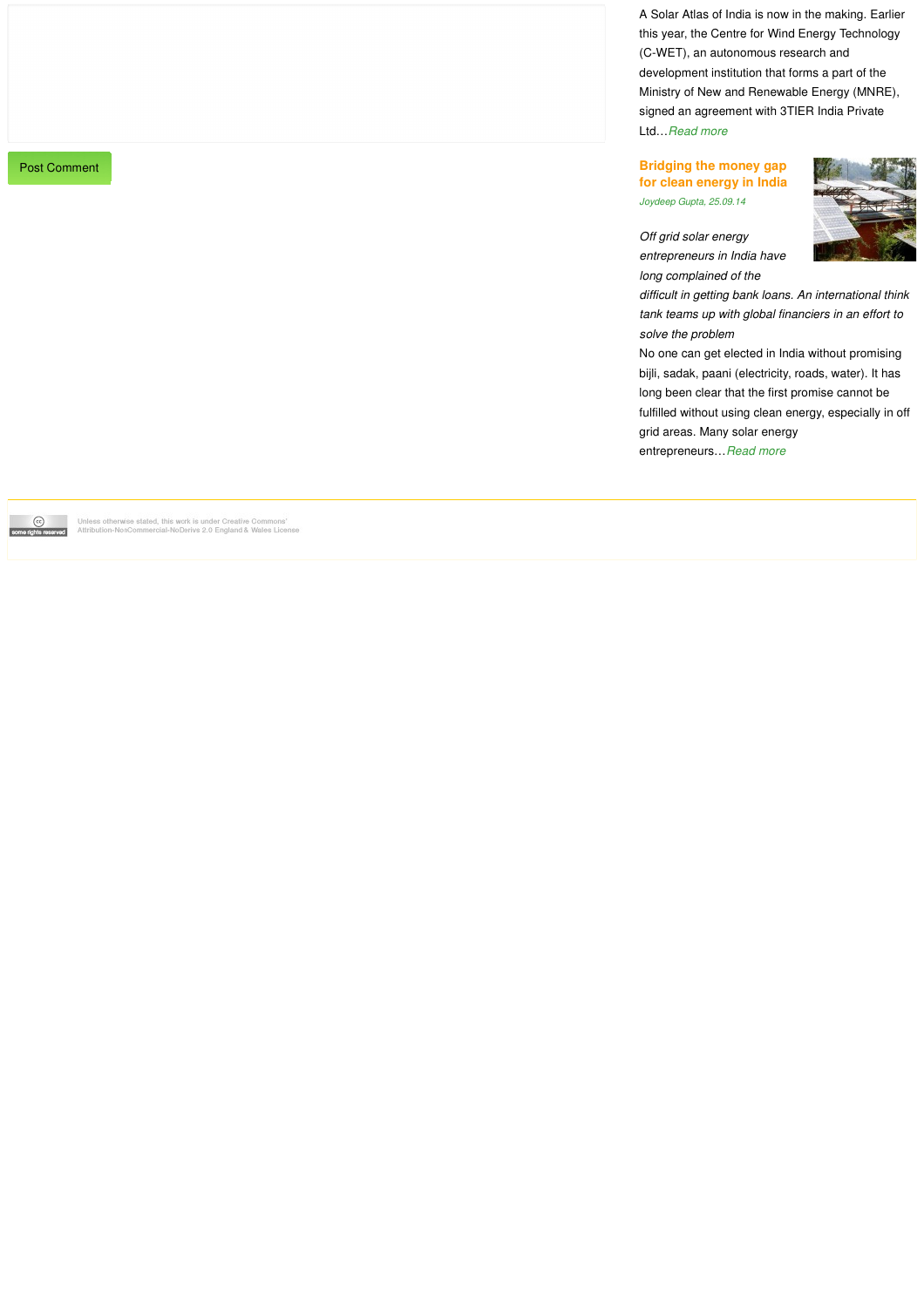Post Comment

A Solar Atlas of India is now in the making. Earlier this year, the Centre for Wind Energy Technology (C-WET), an autonomous research and development institution that forms a part of the Ministry of New and Renewable Energy (MNRE), signed an agreement with 3TIER India Private Ltd…*Read more*

### Bridging the money gap for clean energy in India

*Joydeep Gupta, 25.09.14*

*Off grid solar energy entrepreneurs in India have long complained of the difficult in getting bank loans. An international think tank teams up with global financiers in an effort to solve the problem*

No one can get elected in India without promising bijli, sadak, paani (electricity, roads, water). It has long been clear that the first promise cannot be fulfilled without using clean energy, especially in off grid areas. Many solar energy entrepreneurs…*Read more*

some rights reserved

Unless otherwise stated, this work is under Creative Commons' Attribution-NonCommercial-NoDerivs 2.0 England & Wales License